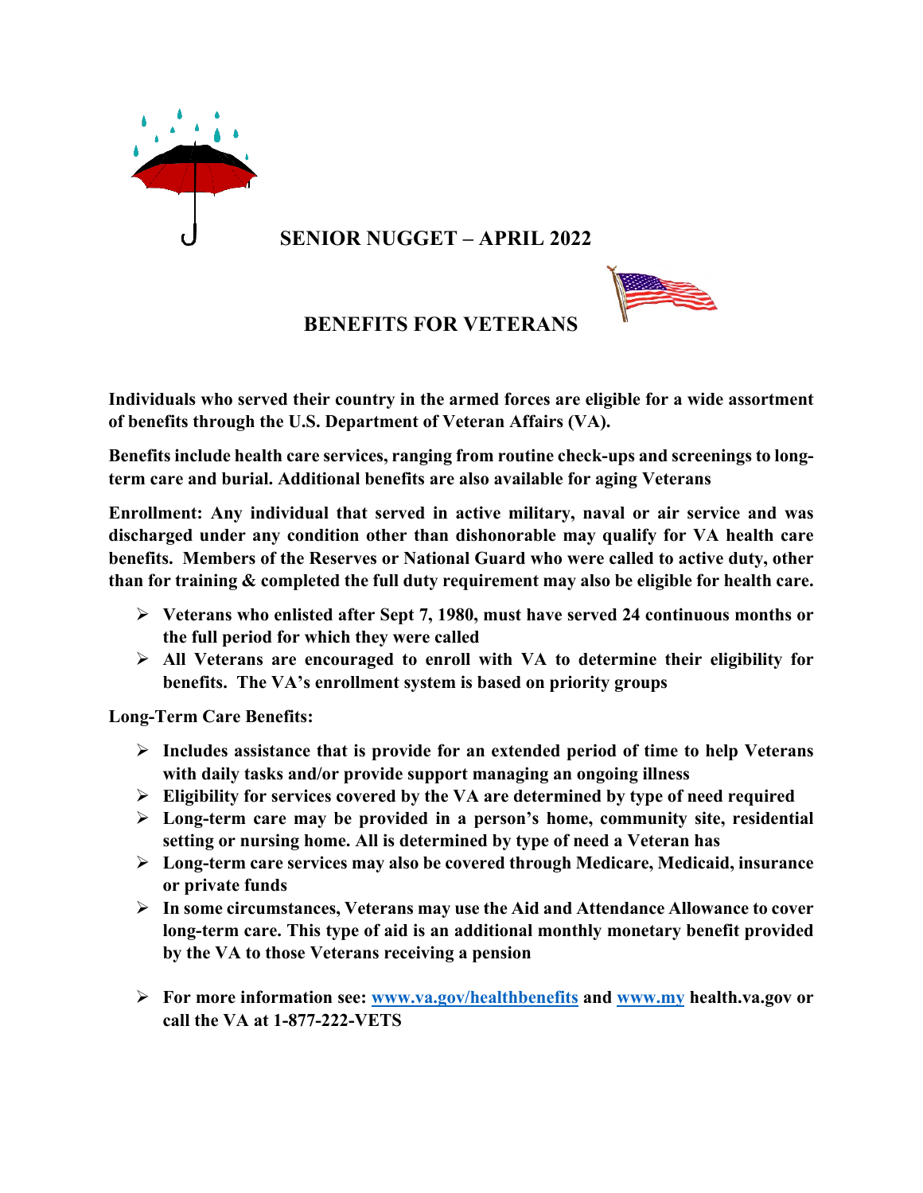# SENIOR NUGGET – APRIL 2022

## BENEFITS FOR VETERANS

**Individuals who served their country in the armed forces are eligible for a wide assortment of benefits through the U.S. Department of Veteran Affairs (VA).**

**Benefits include health care services, ranging from routine check-ups and screenings to long-term care and burial. Additional benefits are also available for aging Veterans**

**Enrollment: Any individual that served in active military, naval or air service and was discharged under any condition other than dishonorable may qualify for VA health care benefits. Members of the Reserves or National Guard who were called to active duty, other than for training & completed the full duty requirement may also be eligible for health care.**

- **Veterans who enlisted after Sept 7, 1980, must have served 24 continuous months or the full period for which they were called**
- **All Veterans are encouraged to enroll with VA to determine their eligibility for benefits. The VA's enrollment system is based on priority groups**

**Long-Term Care Benefits:**

- **Includes assistance that is provide for an extended period of time to help Veterans with daily tasks and/or provide support managing an ongoing illness**
- **Eligibility for services covered by the VA are determined by type of need required**
- **Long-term care may be provided in a person's home, community site, residential setting or nursing home. All is determined by type of need a Veteran has**
- **Long-term care services may also be covered through Medicare, Medicaid, insurance or private funds**
- **In some circumstances, Veterans may use the Aid and Attendance Allowance to cover long-term care. This type of aid is an additional monthly monetary benefit provided by the VA to those Veterans receiving a pension**

- **For more information see: www.va.gov/healthbenefits and www.my health.va.gov or call the VA at 1-877-222-VETS**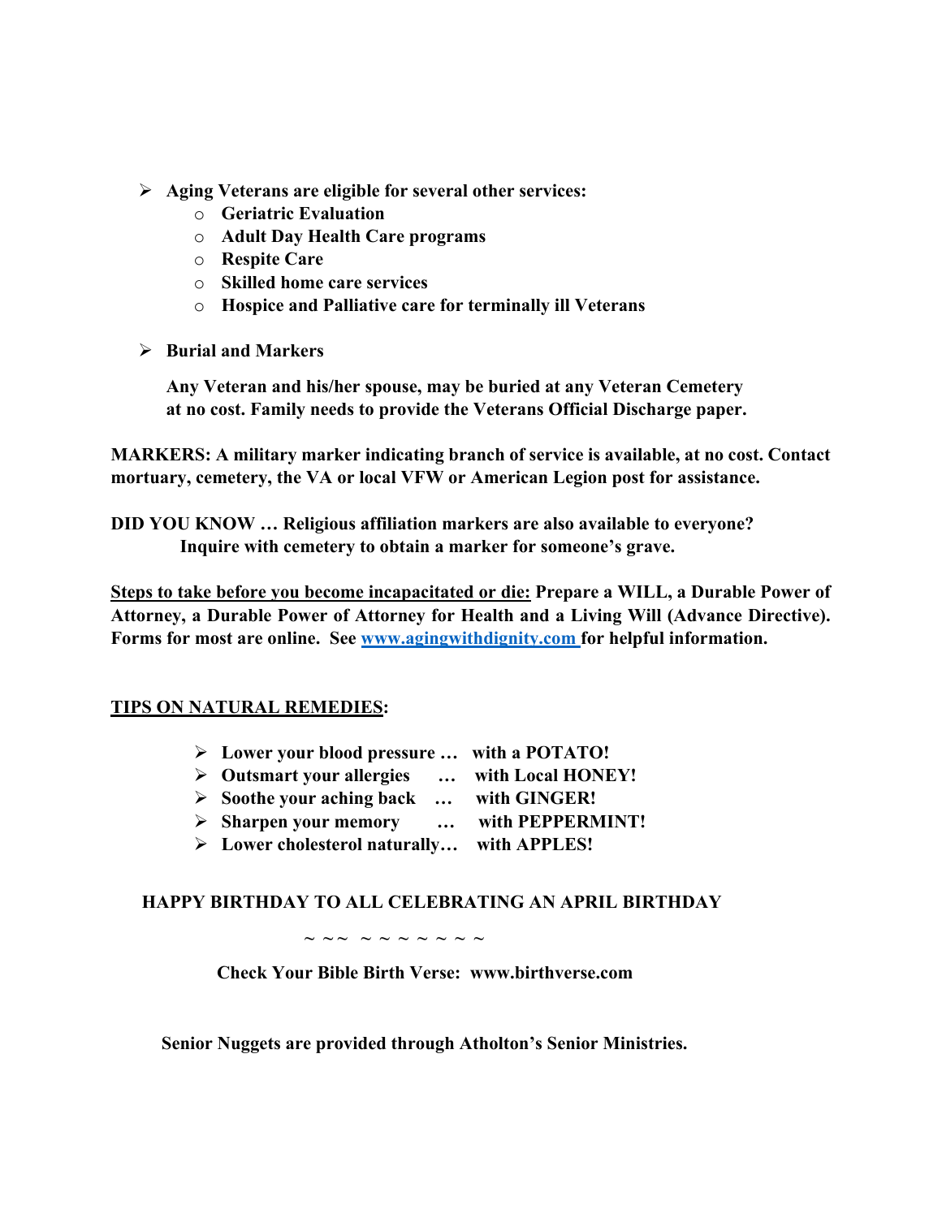- **Aging Veterans are eligible for several other services:**
  - **Geriatric Evaluation**
  - **Adult Day Health Care programs**
  - **Respite Care**
  - **Skilled home care services**
  - **Hospice and Palliative care for terminally ill Veterans**

- **Burial and Markers**

  **Any Veteran and his/her spouse, may be buried at any Veteran Cemetery at no cost. Family needs to provide the Veterans Official Discharge paper.**

**MARKERS: A military marker indicating branch of service is available, at no cost. Contact mortuary, cemetery, the VA or local VFW or American Legion post for assistance.**

**DID YOU KNOW … Religious affiliation markers are also available to everyone? Inquire with cemetery to obtain a marker for someone's grave.**

**Steps to take before you become incapacitated or die: Prepare a WILL, a Durable Power of Attorney, a Durable Power of Attorney for Health and a Living Will (Advance Directive). Forms for most are online. See [www.agingwithdignity.com](http://www.agingwithdignity.com) for helpful information.**

**TIPS ON NATURAL REMEDIES:**

- **Lower your blood pressure … with a POTATO!**
- **Outsmart your allergies … with Local HONEY!**
- **Soothe your aching back … with GINGER!**
- **Sharpen your memory … with PEPPERMINT!**
- **Lower cholesterol naturally… with APPLES!**

**HAPPY BIRTHDAY TO ALL CELEBRATING AN APRIL BIRTHDAY**

~ ~~ ~ ~ ~ ~ ~ ~ ~

**Check Your Bible Birth Verse: www.birthverse.com**

**Senior Nuggets are provided through Atholton's Senior Ministries.**